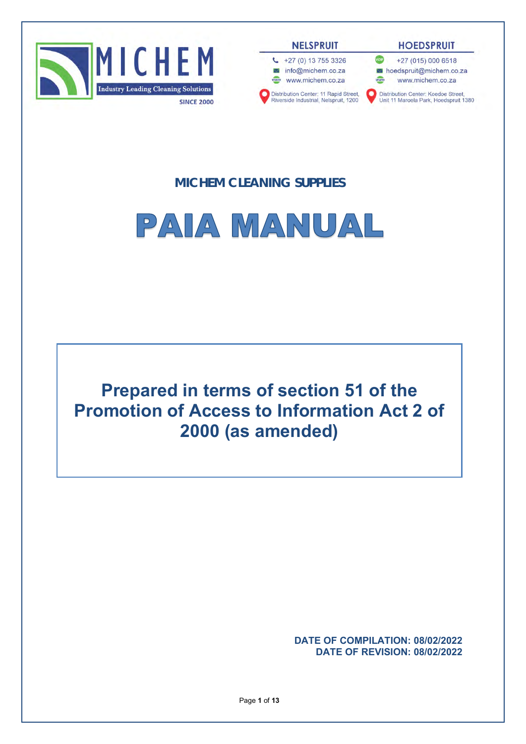MICHEM

Industry Leading Cleaning Solutions

SINCE 2000

| NELSPRUIT | HOEDSPRUIT |
| --- | --- |
| +27 (0) 13 755 3326 | +27 (015) 000 6518 |
| info@michem.co.za | hoedspruit@michem.co.za |
| www.michem.co.za | www.michem.co.za |
| Distribution Center: 11 Rapid Street, Riverside Industrial, Nelspruit, 1200 | Distribution Center: Koedoe Street, Unit 11 Maroela Park, Hoedspruit 1380 |

## MICHEM CLEANING SUPPLIES

# PAIA MANUAL

## Prepared in terms of section 51 of the Promotion of Access to Information Act 2 of 2000 (as amended)

**DATE OF COMPILATION: 08/02/2022**
**DATE OF REVISION: 08/02/2022**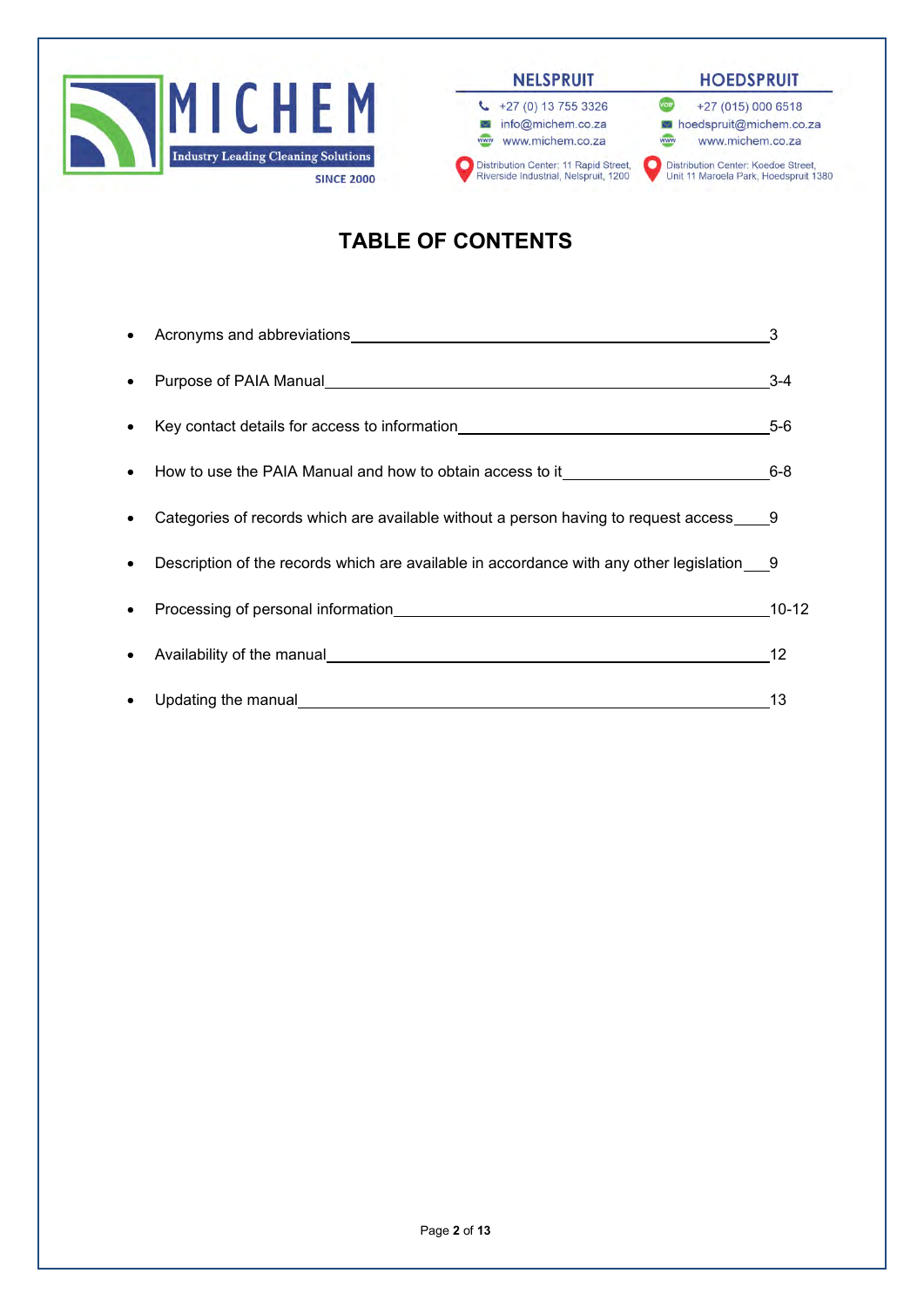# TABLE OF CONTENTS

- Acronyms and abbreviations ____ 3
- Purpose of PAIA Manual ____ 3-4
- Key contact details for access to information ____ 5-6
- How to use the PAIA Manual and how to obtain access to it ____ 6-8
- Categories of records which are available without a person having to request access ____ 9
- Description of the records which are available in accordance with any other legislation ____ 9
- Processing of personal information ____ 10-12
- Availability of the manual ____ 12
- Updating the manual ____ 13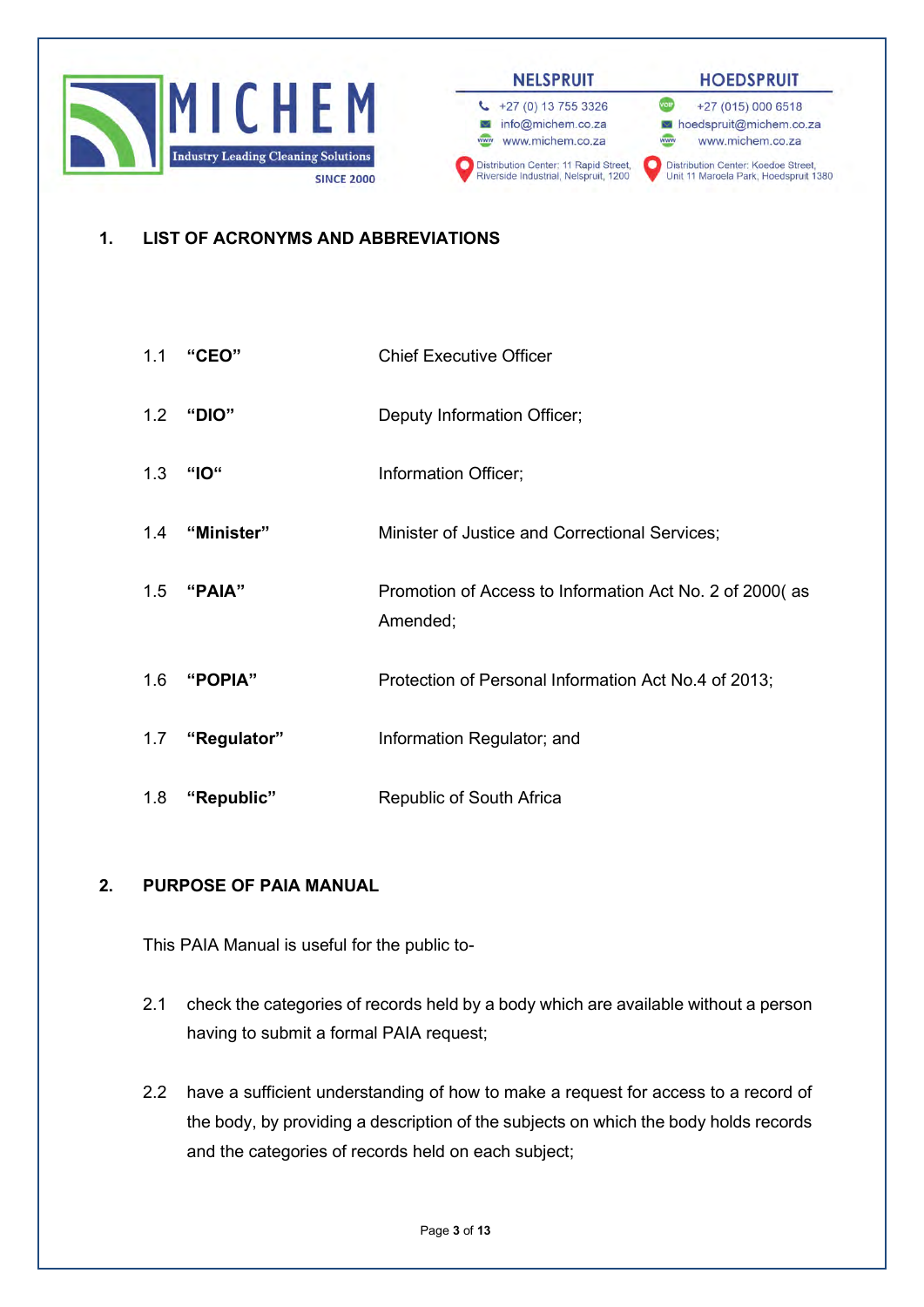## 1. LIST OF ACRONYMS AND ABBREVIATIONS

1.1 **"CEO"** Chief Executive Officer

1.2 **"DIO"** Deputy Information Officer;

1.3 **"IO"** Information Officer;

1.4 **"Minister"** Minister of Justice and Correctional Services;

1.5 **"PAIA"** Promotion of Access to Information Act No. 2 of 2000( as Amended;

1.6 **"POPIA"** Protection of Personal Information Act No.4 of 2013;

1.7 **"Regulator"** Information Regulator; and

1.8 **"Republic"** Republic of South Africa

## 2. PURPOSE OF PAIA MANUAL

This PAIA Manual is useful for the public to-

2.1 check the categories of records held by a body which are available without a person having to submit a formal PAIA request;

2.2 have a sufficient understanding of how to make a request for access to a record of the body, by providing a description of the subjects on which the body holds records and the categories of records held on each subject;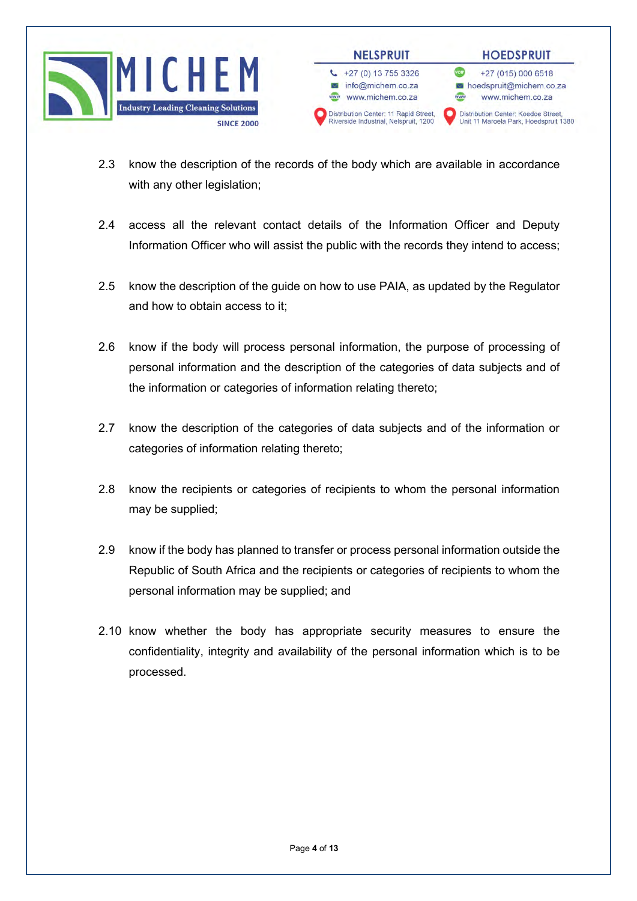2.3 know the description of the records of the body which are available in accordance with any other legislation;

2.4 access all the relevant contact details of the Information Officer and Deputy Information Officer who will assist the public with the records they intend to access;

2.5 know the description of the guide on how to use PAIA, as updated by the Regulator and how to obtain access to it;

2.6 know if the body will process personal information, the purpose of processing of personal information and the description of the categories of data subjects and of the information or categories of information relating thereto;

2.7 know the description of the categories of data subjects and of the information or categories of information relating thereto;

2.8 know the recipients or categories of recipients to whom the personal information may be supplied;

2.9 know if the body has planned to transfer or process personal information outside the Republic of South Africa and the recipients or categories of recipients to whom the personal information may be supplied; and

2.10 know whether the body has appropriate security measures to ensure the confidentiality, integrity and availability of the personal information which is to be processed.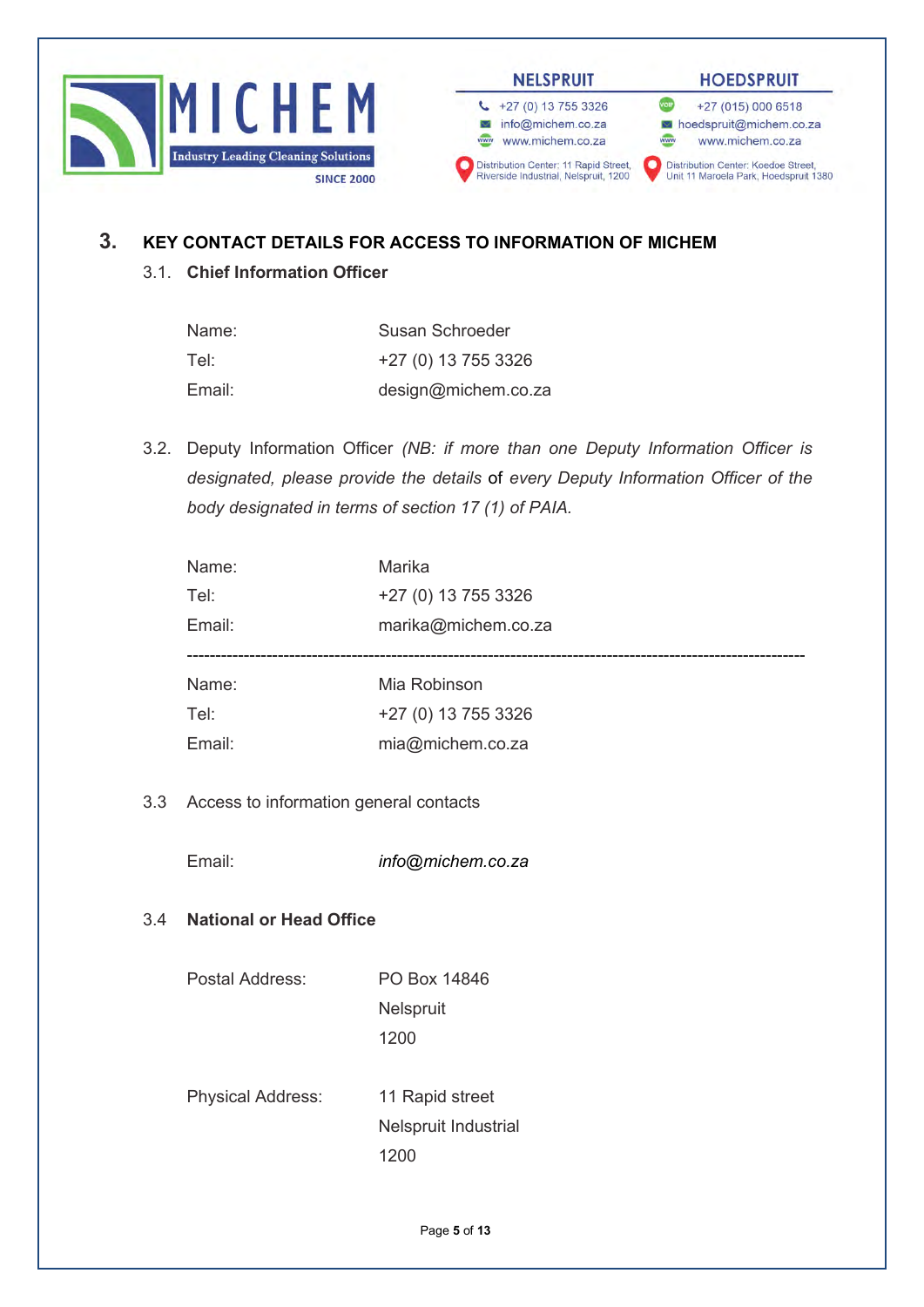## 3. KEY CONTACT DETAILS FOR ACCESS TO INFORMATION OF MICHEM

### 3.1. Chief Information Officer

| | |
|---|---|
| Name: | Susan Schroeder |
| Tel: | +27 (0) 13 755 3326 |
| Email: | design@michem.co.za |

3.2. Deputy Information Officer *(NB: if more than one Deputy Information Officer is designated, please provide the details* of *every Deputy Information Officer of the body designated in terms of section 17 (1) of PAIA.*

| | |
|---|---|
| Name: | Marika |
| Tel: | +27 (0) 13 755 3326 |
| Email: | marika@michem.co.za |

---

| | |
|---|---|
| Name: | Mia Robinson |
| Tel: | +27 (0) 13 755 3326 |
| Email: | mia@michem.co.za |

3.3 Access to information general contacts

| | |
|---|---|
| Email: | *info@michem.co.za* |

### 3.4 National or Head Office

| | |
|---|---|
| Postal Address: | PO Box 14846<br>Nelspruit<br>1200 |
| Physical Address: | 11 Rapid street<br>Nelspruit Industrial<br>1200 |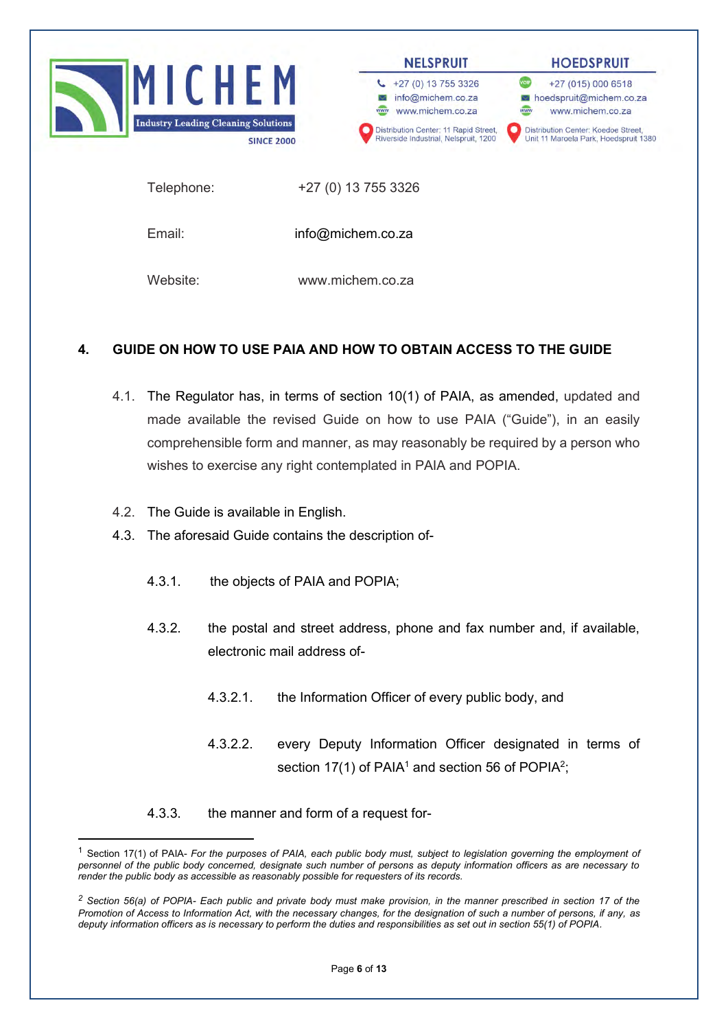Telephone: +27 (0) 13 755 3326

Email: info@michem.co.za

Website: www.michem.co.za

## 4. GUIDE ON HOW TO USE PAIA AND HOW TO OBTAIN ACCESS TO THE GUIDE

4.1. The Regulator has, in terms of section 10(1) of PAIA, as amended, updated and made available the revised Guide on how to use PAIA ("Guide"), in an easily comprehensible form and manner, as may reasonably be required by a person who wishes to exercise any right contemplated in PAIA and POPIA.

4.2. The Guide is available in English.

4.3. The aforesaid Guide contains the description of-

4.3.1. the objects of PAIA and POPIA;

4.3.2. the postal and street address, phone and fax number and, if available, electronic mail address of-

4.3.2.1. the Information Officer of every public body, and

4.3.2.2. every Deputy Information Officer designated in terms of section 17(1) of PAIA[1] and section 56 of POPIA[2];

4.3.3. the manner and form of a request for-

---

[1] Section 17(1) of PAIA- *For the purposes of PAIA, each public body must, subject to legislation governing the employment of personnel of the public body concerned, designate such number of persons as deputy information officers as are necessary to render the public body as accessible as reasonably possible for requesters of its records.*

[2] *Section 56(a) of POPIA- Each public and private body must make provision, in the manner prescribed in section 17 of the Promotion of Access to Information Act, with the necessary changes, for the designation of such a number of persons, if any, as deputy information officers as is necessary to perform the duties and responsibilities as set out in section 55(1) of POPIA.*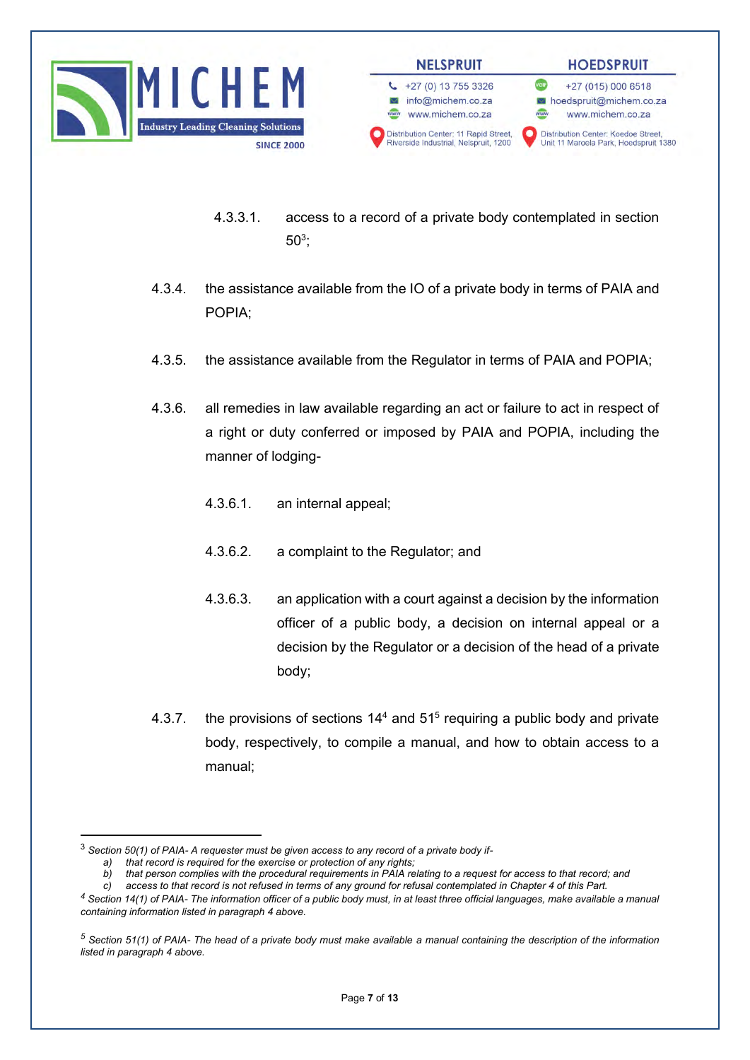4.3.3.1. access to a record of a private body contemplated in section 50[3];

4.3.4. the assistance available from the IO of a private body in terms of PAIA and POPIA;

4.3.5. the assistance available from the Regulator in terms of PAIA and POPIA;

4.3.6. all remedies in law available regarding an act or failure to act in respect of a right or duty conferred or imposed by PAIA and POPIA, including the manner of lodging-

4.3.6.1. an internal appeal;

4.3.6.2. a complaint to the Regulator; and

4.3.6.3. an application with a court against a decision by the information officer of a public body, a decision on internal appeal or a decision by the Regulator or a decision of the head of a private body;

4.3.7. the provisions of sections 14[4] and 51[5] requiring a public body and private body, respectively, to compile a manual, and how to obtain access to a manual;

---

[3] *Section 50(1) of PAIA- A requester must be given access to any record of a private body if-*
*a) that record is required for the exercise or protection of any rights;*
*b) that person complies with the procedural requirements in PAIA relating to a request for access to that record; and*
*c) access to that record is not refused in terms of any ground for refusal contemplated in Chapter 4 of this Part.*

[4] *Section 14(1) of PAIA- The information officer of a public body must, in at least three official languages, make available a manual containing information listed in paragraph 4 above.*

[5] *Section 51(1) of PAIA- The head of a private body must make available a manual containing the description of the information listed in paragraph 4 above.*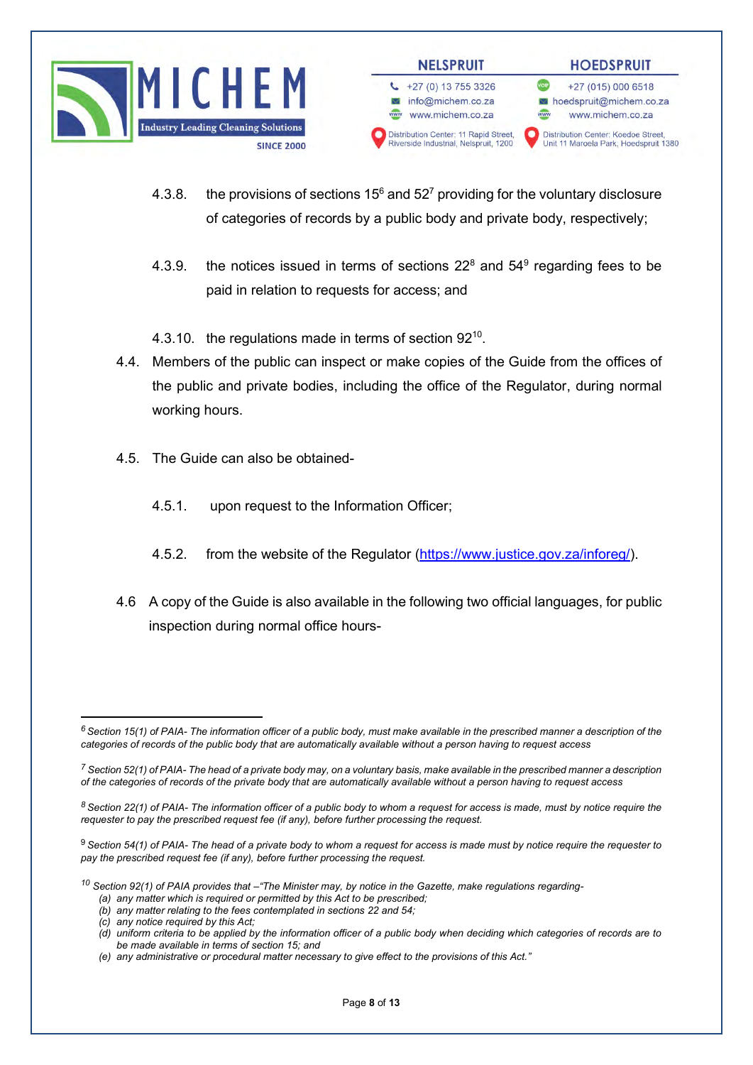4.3.8. the provisions of sections 15[6] and 52[7] providing for the voluntary disclosure of categories of records by a public body and private body, respectively;

4.3.9. the notices issued in terms of sections 22[8] and 54[9] regarding fees to be paid in relation to requests for access; and

4.3.10. the regulations made in terms of section 92[10].

4.4. Members of the public can inspect or make copies of the Guide from the offices of the public and private bodies, including the office of the Regulator, during normal working hours.

4.5. The Guide can also be obtained-

4.5.1. upon request to the Information Officer;

4.5.2. from the website of the Regulator (https://www.justice.gov.za/inforeg/).

4.6 A copy of the Guide is also available in the following two official languages, for public inspection during normal office hours-

---

[6] *Section 15(1) of PAIA- The information officer of a public body, must make available in the prescribed manner a description of the categories of records of the public body that are automatically available without a person having to request access*

[7] *Section 52(1) of PAIA- The head of a private body may, on a voluntary basis, make available in the prescribed manner a description of the categories of records of the private body that are automatically available without a person having to request access*

[8] *Section 22(1) of PAIA- The information officer of a public body to whom a request for access is made, must by notice require the requester to pay the prescribed request fee (if any), before further processing the request.*

[9] *Section 54(1) of PAIA- The head of a private body to whom a request for access is made must by notice require the requester to pay the prescribed request fee (if any), before further processing the request.*

[10] *Section 92(1) of PAIA provides that –"The Minister may, by notice in the Gazette, make regulations regarding-*
*(a) any matter which is required or permitted by this Act to be prescribed;*
*(b) any matter relating to the fees contemplated in sections 22 and 54;*
*(c) any notice required by this Act;*
*(d) uniform criteria to be applied by the information officer of a public body when deciding which categories of records are to be made available in terms of section 15; and*
*(e) any administrative or procedural matter necessary to give effect to the provisions of this Act."*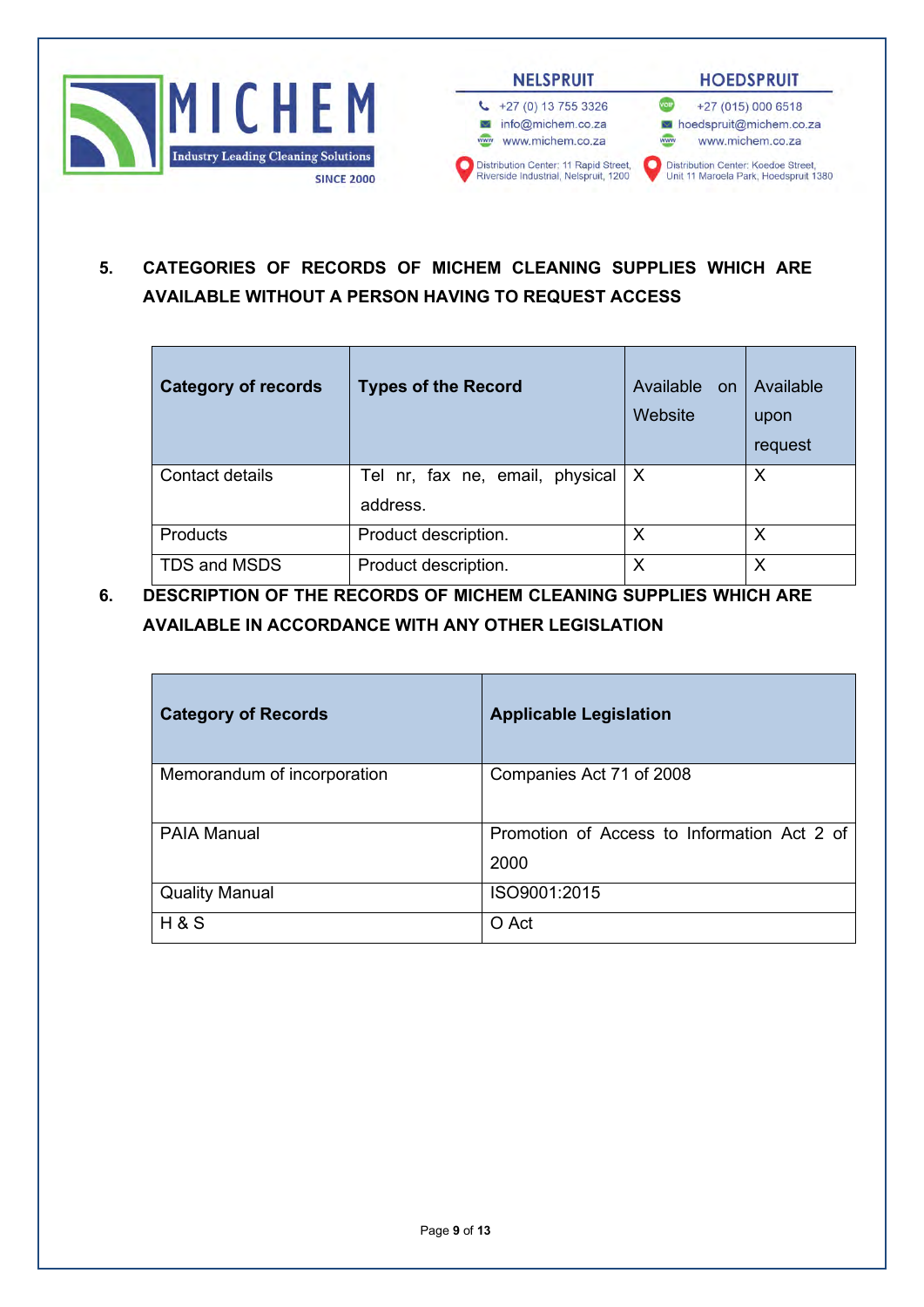## 5. CATEGORIES OF RECORDS OF MICHEM CLEANING SUPPLIES WHICH ARE AVAILABLE WITHOUT A PERSON HAVING TO REQUEST ACCESS

| Category of records | Types of the Record | Available on Website | Available upon request |
|---|---|---|---|
| Contact details | Tel nr, fax ne, email, physical address. | X | X |
| Products | Product description. | X | X |
| TDS and MSDS | Product description. | X | X |

## 6. DESCRIPTION OF THE RECORDS OF MICHEM CLEANING SUPPLIES WHICH ARE AVAILABLE IN ACCORDANCE WITH ANY OTHER LEGISLATION

| Category of Records | Applicable Legislation |
|---|---|
| Memorandum of incorporation | Companies Act 71 of 2008 |
| PAIA Manual | Promotion of Access to Information Act 2 of 2000 |
| Quality Manual | ISO9001:2015 |
| H & S | O Act |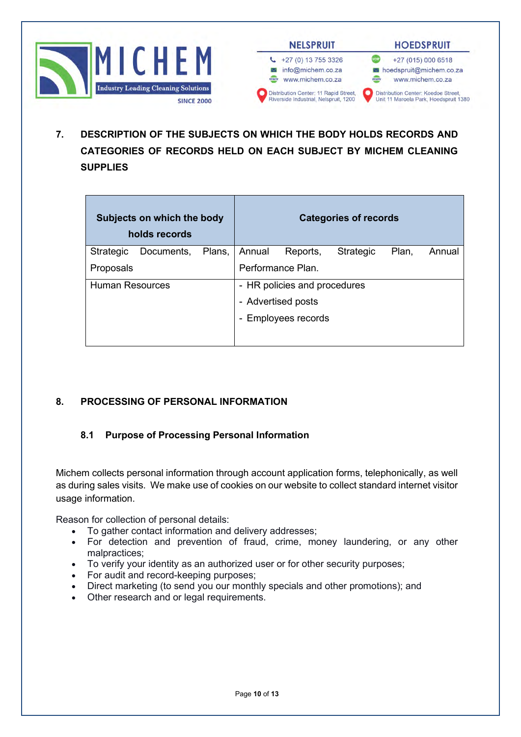## 7. DESCRIPTION OF THE SUBJECTS ON WHICH THE BODY HOLDS RECORDS AND CATEGORIES OF RECORDS HELD ON EACH SUBJECT BY MICHEM CLEANING SUPPLIES

| Subjects on which the body holds records | Categories of records |
| --- | --- |
| Strategic Documents, Plans, Proposals | Annual Reports, Strategic Plan, Annual Performance Plan. |
| Human Resources | - HR policies and procedures<br>- Advertised posts<br>- Employees records |

## 8. PROCESSING OF PERSONAL INFORMATION

### 8.1 Purpose of Processing Personal Information

Michem collects personal information through account application forms, telephonically, as well as during sales visits. We make use of cookies on our website to collect standard internet visitor usage information.

Reason for collection of personal details:

- To gather contact information and delivery addresses;
- For detection and prevention of fraud, crime, money laundering, or any other malpractices;
- To verify your identity as an authorized user or for other security purposes;
- For audit and record-keeping purposes;
- Direct marketing (to send you our monthly specials and other promotions); and
- Other research and or legal requirements.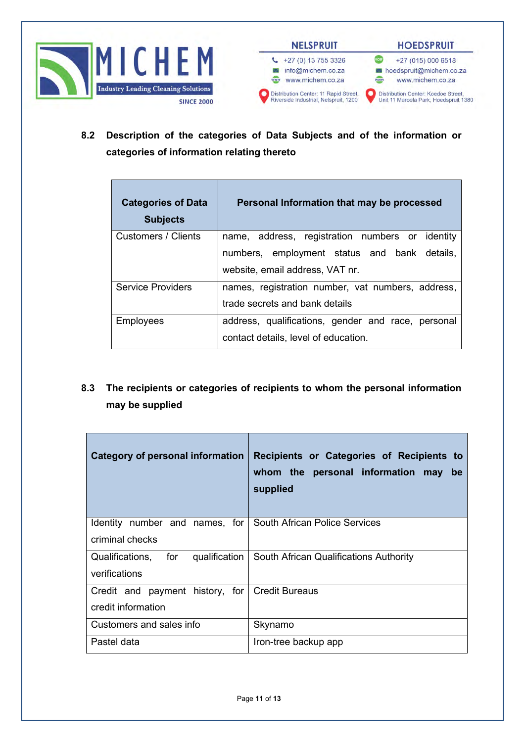### 8.2 Description of the categories of Data Subjects and of the information or categories of information relating thereto

| Categories of Data Subjects | Personal Information that may be processed |
|---|---|
| Customers / Clients | name, address, registration numbers or identity numbers, employment status and bank details, website, email address, VAT nr. |
| Service Providers | names, registration number, vat numbers, address, trade secrets and bank details |
| Employees | address, qualifications, gender and race, personal contact details, level of education. |

### 8.3 The recipients or categories of recipients to whom the personal information may be supplied

| Category of personal information | Recipients or Categories of Recipients to whom the personal information may be supplied |
|---|---|
| Identity number and names, for criminal checks | South African Police Services |
| Qualifications, for qualification verifications | South African Qualifications Authority |
| Credit and payment history, for credit information | Credit Bureaus |
| Customers and sales info | Skynamo |
| Pastel data | Iron-tree backup app |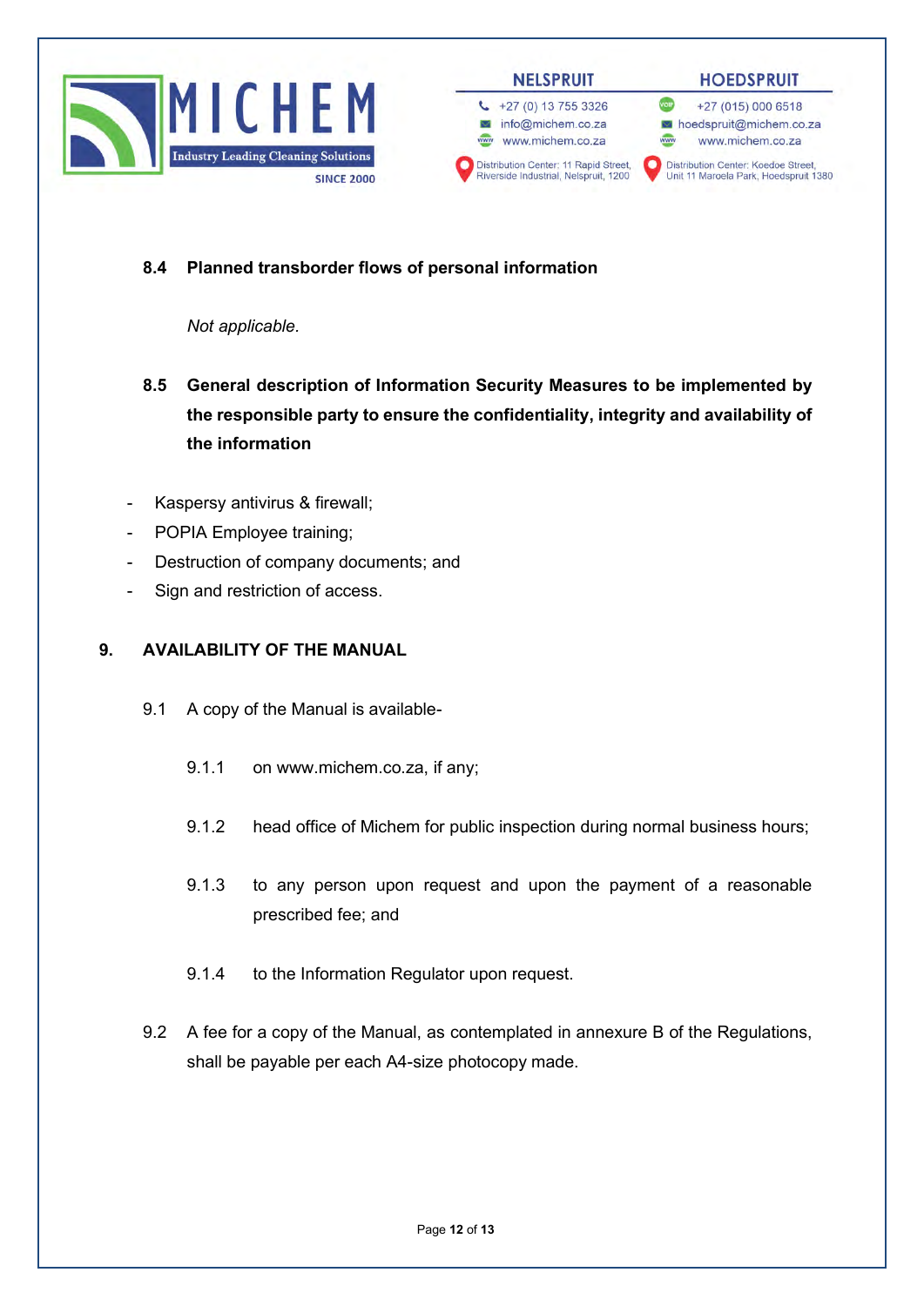### 8.4 Planned transborder flows of personal information

*Not applicable.*

### 8.5 General description of Information Security Measures to be implemented by the responsible party to ensure the confidentiality, integrity and availability of the information

- Kaspersy antivirus & firewall;
- POPIA Employee training;
- Destruction of company documents; and
- Sign and restriction of access.

## 9. AVAILABILITY OF THE MANUAL

9.1 A copy of the Manual is available-

9.1.1 on www.michem.co.za, if any;

9.1.2 head office of Michem for public inspection during normal business hours;

9.1.3 to any person upon request and upon the payment of a reasonable prescribed fee; and

9.1.4 to the Information Regulator upon request.

9.2 A fee for a copy of the Manual, as contemplated in annexure B of the Regulations, shall be payable per each A4-size photocopy made.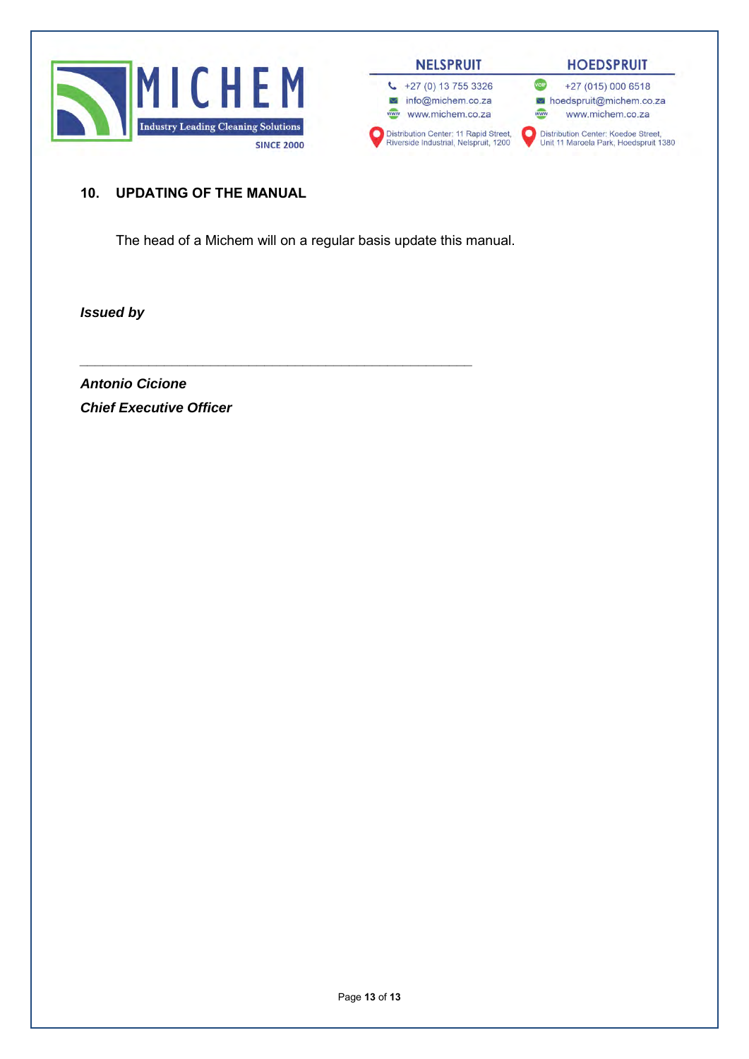## 10. UPDATING OF THE MANUAL

The head of a Michem will on a regular basis update this manual.

***Issued by***

_______________________________________________

***Antonio Cicione***

***Chief Executive Officer***